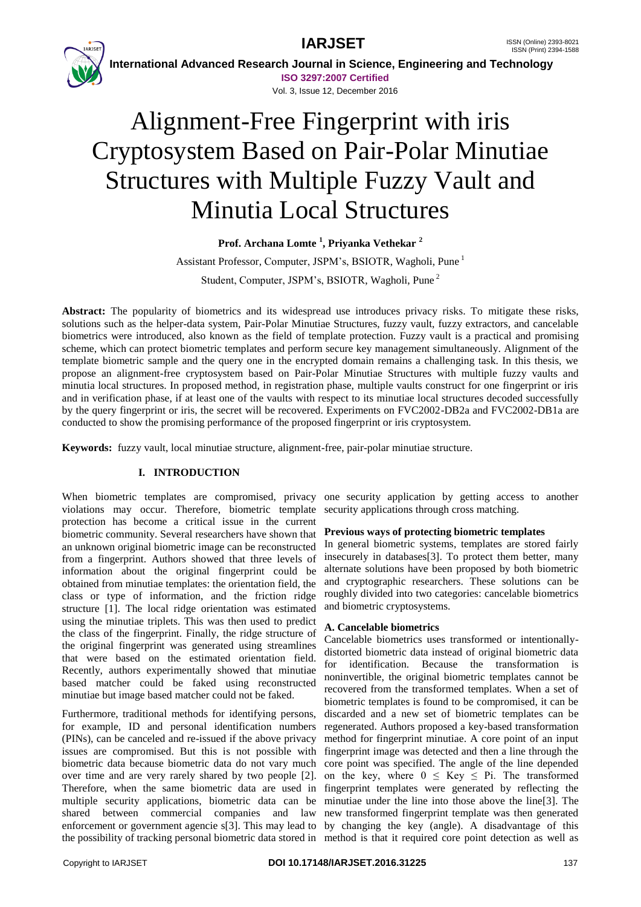# Alignment-Free Fingerprint with iris Cryptosystem Based on Pair-Polar Minutiae Structures with Multiple Fuzzy Vault and Minutia Local Structures

**Prof. Archana Lomte [1], Priyanka Vethekar [2]**

Assistant Professor, Computer, JSPM's, BSIOTR, Wagholi, Pune [1]

Student, Computer, JSPM's, BSIOTR, Wagholi, Pune [2]

**Abstract:** The popularity of biometrics and its widespread use introduces privacy risks. To mitigate these risks, solutions such as the helper-data system, Pair-Polar Minutiae Structures, fuzzy vault, fuzzy extractors, and cancelable biometrics were introduced, also known as the field of template protection. Fuzzy vault is a practical and promising scheme, which can protect biometric templates and perform secure key management simultaneously. Alignment of the template biometric sample and the query one in the encrypted domain remains a challenging task. In this thesis, we propose an alignment-free cryptosystem based on Pair-Polar Minutiae Structures with multiple fuzzy vaults and minutia local structures. In proposed method, in registration phase, multiple vaults construct for one fingerprint or iris and in verification phase, if at least one of the vaults with respect to its minutiae local structures decoded successfully by the query fingerprint or iris, the secret will be recovered. Experiments on FVC2002-DB2a and FVC2002-DB1a are conducted to show the promising performance of the proposed fingerprint or iris cryptosystem.

**Keywords:** fuzzy vault, local minutiae structure, alignment-free, pair-polar minutiae structure.

## I. INTRODUCTION

When biometric templates are compromised, privacy violations may occur. Therefore, biometric template protection has become a critical issue in the current biometric community. Several researchers have shown that an unknown original biometric image can be reconstructed from a fingerprint. Authors showed that three levels of information about the original fingerprint could be obtained from minutiae templates: the orientation field, the class or type of information, and the friction ridge structure [1]. The local ridge orientation was estimated using the minutiae triplets. This was then used to predict the class of the fingerprint. Finally, the ridge structure of the original fingerprint was generated using streamlines that were based on the estimated orientation field. Recently, authors experimentally showed that minutiae based matcher could be faked using reconstructed minutiae but image based matcher could not be faked.

Furthermore, traditional methods for identifying persons, for example, ID and personal identification numbers (PINs), can be canceled and re-issued if the above privacy issues are compromised. But this is not possible with biometric data because biometric data do not vary much over time and are very rarely shared by two people [2]. Therefore, when the same biometric data are used in multiple security applications, biometric data can be shared between commercial companies and law enforcement or government agencie s[3]. This may lead to the possibility of tracking personal biometric data stored in one security application by getting access to another security applications through cross matching.

### Previous ways of protecting biometric templates

In general biometric systems, templates are stored fairly insecurely in databases[3]. To protect them better, many alternate solutions have been proposed by both biometric and cryptographic researchers. These solutions can be roughly divided into two categories: cancelable biometrics and biometric cryptosystems.

### A. Cancelable biometrics

Cancelable biometrics uses transformed or intentionally-distorted biometric data instead of original biometric data for identification. Because the transformation is noninvertible, the original biometric templates cannot be recovered from the transformed templates. When a set of biometric templates is found to be compromised, it can be discarded and a new set of biometric templates can be regenerated. Authors proposed a key-based transformation method for fingerprint minutiae. A core point of an input fingerprint image was detected and then a line through the core point was specified. The angle of the line depended on the key, where $0 \leq Key \leq Pi$. The transformed fingerprint templates were generated by reflecting the minutiae under the line into those above the line[3]. The new transformed fingerprint template was then generated by changing the key (angle). A disadvantage of this method is that it required core point detection as well as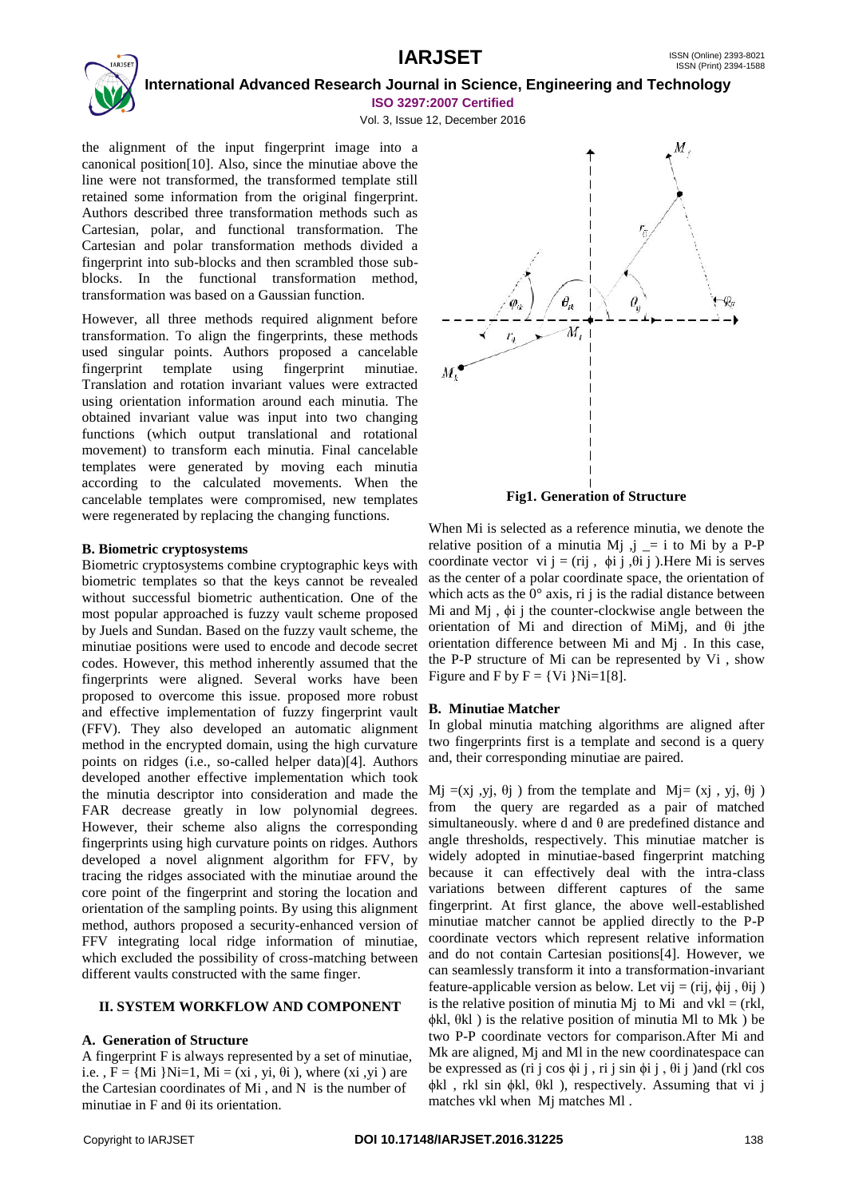the alignment of the input fingerprint image into a canonical position[10]. Also, since the minutiae above the line were not transformed, the transformed template still retained some information from the original fingerprint. Authors described three transformation methods such as Cartesian, polar, and functional transformation. The Cartesian and polar transformation methods divided a fingerprint into sub-blocks and then scrambled those sub-blocks. In the functional transformation method, transformation was based on a Gaussian function.

However, all three methods required alignment before transformation. To align the fingerprints, these methods used singular points. Authors proposed a cancelable fingerprint template using fingerprint minutiae. Translation and rotation invariant values were extracted using orientation information around each minutia. The obtained invariant value was input into two changing functions (which output translational and rotational movement) to transform each minutia. Final cancelable templates were generated by moving each minutia according to the calculated movements. When the cancelable templates were compromised, new templates were regenerated by replacing the changing functions.

### B. Biometric cryptosystems

Biometric cryptosystems combine cryptographic keys with biometric templates so that the keys cannot be revealed without successful biometric authentication. One of the most popular approached is fuzzy vault scheme proposed by Juels and Sundan. Based on the fuzzy vault scheme, the minutiae positions were used to encode and decode secret codes. However, this method inherently assumed that the fingerprints were aligned. Several works have been proposed to overcome this issue. proposed more robust and effective implementation of fuzzy fingerprint vault (FFV). They also developed an automatic alignment method in the encrypted domain, using the high curvature points on ridges (i.e., so-called helper data)[4]. Authors developed another effective implementation which took the minutia descriptor into consideration and made the FAR decrease greatly in low polynomial degrees. However, their scheme also aligns the corresponding fingerprints using high curvature points on ridges. Authors developed a novel alignment algorithm for FFV, by tracing the ridges associated with the minutiae around the core point of the fingerprint and storing the location and orientation of the sampling points. By using this alignment method, authors proposed a security-enhanced version of FFV integrating local ridge information of minutiae, which excluded the possibility of cross-matching between different vaults constructed with the same finger.

## II. SYSTEM WORKFLOW AND COMPONENT

### A. Generation of Structure

A fingerprint F is always represented by a set of minutiae, i.e. , $F = \{M_i\}_{i=1}^{N}$, $M_i = (x_i, y_i, \theta_i)$, where $(x_i, y_i)$ are the Cartesian coordinates of $M_i$ , and N is the number of minutiae in F and $\theta_i$ its orientation.

**Fig1. Generation of Structure**

When $M_i$ is selected as a reference minutia, we denote the relative position of a minutia $M_j$ ,j _= i to $M_i$ by a P-P coordinate vector $v_{ij} = (r_{ij}, \phi_{ij}, \theta_{ij})$.Here $M_i$ is serves as the center of a polar coordinate space, the orientation of which acts as the 0° axis, $r_{ij}$ is the radial distance between $M_i$ and $M_j$ , $\phi_{ij}$ the counter-clockwise angle between the orientation of $M_i$ and direction of $M_iM_j$, and $\theta_{ij}$ the orientation difference between $M_i$ and $M_j$ . In this case, the P-P structure of $M_i$ can be represented by $V_i$ , show Figure and F by $F = \{V_i\}_{i=1}^{N}$[8].

### B. Minutiae Matcher

In global minutia matching algorithms are aligned after two fingerprints first is a template and second is a query and, their corresponding minutiae are paired.

$M_j = (x_j, y_j, \theta_j)$ from the template and $M_j = (x_j, y_j, \theta_j)$ from the query are regarded as a pair of matched simultaneously. where d and $\theta$ are predefined distance and angle thresholds, respectively. This minutiae matcher is widely adopted in minutiae-based fingerprint matching because it can effectively deal with the intra-class variations between different captures of the same fingerprint. At first glance, the above well-established minutiae matcher cannot be applied directly to the P-P coordinate vectors which represent relative information and do not contain Cartesian positions[4]. However, we can seamlessly transform it into a transformation-invariant feature-applicable version as below. Let $v_{ij} = (r_{ij}, \phi_{ij}, \theta_{ij})$ is the relative position of minutia $M_j$ to $M_i$ and $v_{kl} = (r_{kl}, \phi_{kl}, \theta_{kl})$ is the relative position of minutia $M_l$ to $M_k$ ) be two P-P coordinate vectors for comparison.After $M_i$ and $M_k$ are aligned, $M_j$ and $M_l$ in the new coordinatespace can be expressed as $(r_{ij} \cos \phi_{ij}, r_{ij} \sin \phi_{ij}, \theta_{ij})$ and $(r_{kl} \cos \phi_{kl}, r_{kl} \sin \phi_{kl}, \theta_{kl})$, respectively. Assuming that $v_{ij}$ matches $v_{kl}$ when $M_j$ matches $M_l$ .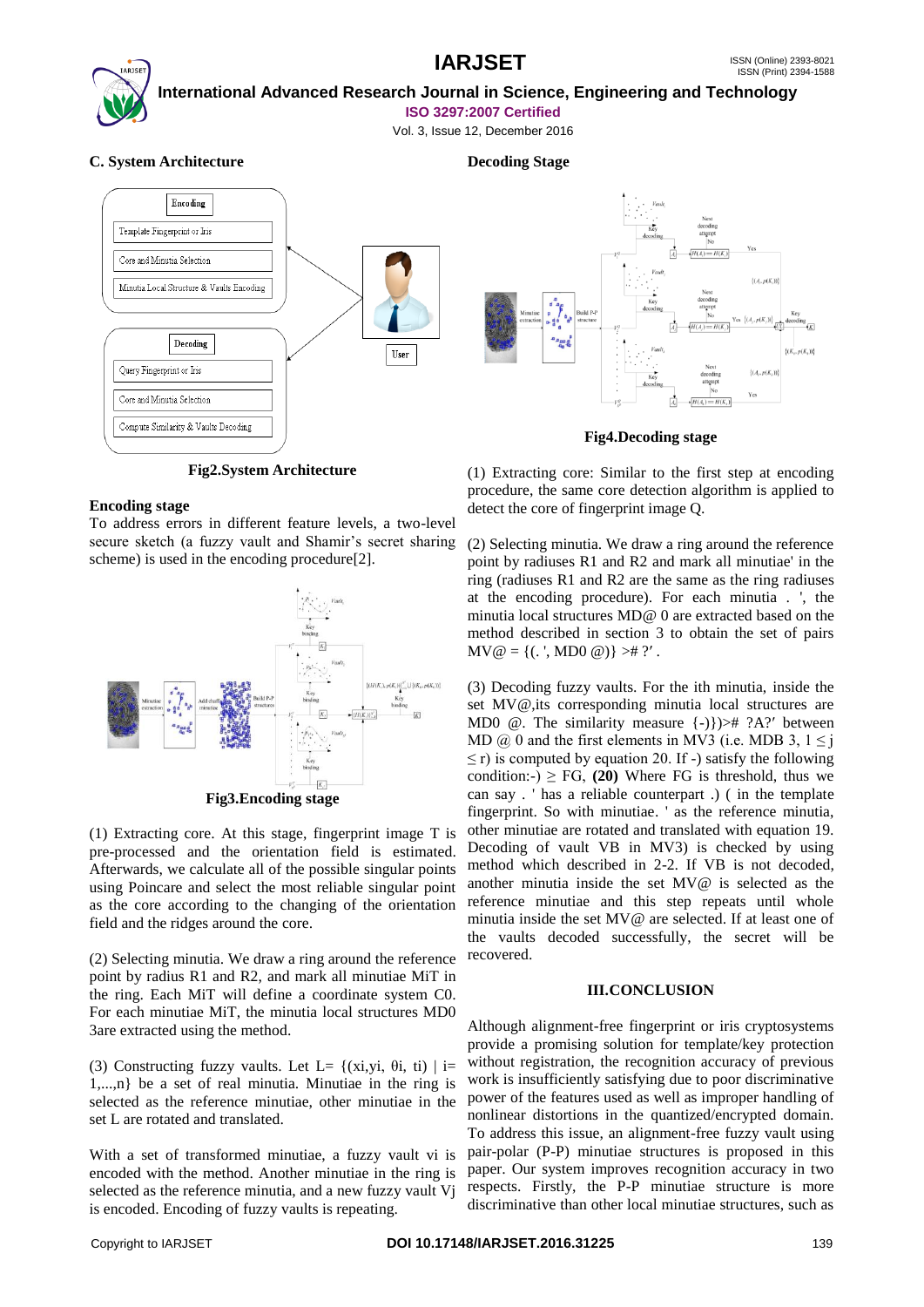### C. System Architecture

Fig2.System Architecture

### Encoding stage

To address errors in different feature levels, a two-level secure sketch (a fuzzy vault and Shamir's secret sharing scheme) is used in the encoding procedure[2].

Fig3.Encoding stage

(1) Extracting core. At this stage, fingerprint image T is pre-processed and the orientation field is estimated. Afterwards, we calculate all of the possible singular points using Poincare and select the most reliable singular point as the core according to the changing of the orientation field and the ridges around the core.

(2) Selecting minutia. We draw a ring around the reference point by radius R1 and R2, and mark all minutiae MiT in the ring. Each MiT will define a coordinate system C0. For each minutiae MiT, the minutia local structures MD0 3are extracted using the method.

(3) Constructing fuzzy vaults. Let L= {(xi,yi, θi, ti) | i= 1,...,n} be a set of real minutia. Minutiae in the ring is selected as the reference minutiae, other minutiae in the set L are rotated and translated.

With a set of transformed minutiae, a fuzzy vault vi is encoded with the method. Another minutiae in the ring is selected as the reference minutia, and a new fuzzy vault Vj is encoded. Encoding of fuzzy vaults is repeating.

### Decoding Stage

Fig4.Decoding stage

(1) Extracting core: Similar to the first step at encoding procedure, the same core detection algorithm is applied to detect the core of fingerprint image Q.

(2) Selecting minutia. We draw a ring around the reference point by radiuses R1 and R2 and mark all minutiae' in the ring (radiuses R1 and R2 are the same as the ring radiuses at the encoding procedure). For each minutia . ', the minutia local structures MD@ 0 are extracted based on the method described in section 3 to obtain the set of pairs MV@ = {(. ', MD0 @)} ># ?' .

(3) Decoding fuzzy vaults. For the ith minutia, inside the set MV@,its corresponding minutia local structures are MD0 @. The similarity measure {-)})>#  ?A?' between MD @ 0 and the first elements in MV3 (i.e. MDB 3, 1 ≤ j ≤ r) is computed by equation 20. If -) satisfy the following condition:-) ≥ FG, **(20)** Where FG is threshold, thus we can say . ' has a reliable counterpart .) ( in the template fingerprint. So with minutiae. ' as the reference minutia, other minutiae are rotated and translated with equation 19. Decoding of vault VB in MV3) is checked by using method which described in 2-2. If VB is not decoded, another minutia inside the set MV@ is selected as the reference minutiae and this step repeats until whole minutia inside the set MV@ are selected. If at least one of the vaults decoded successfully, the secret will be recovered.

## III.CONCLUSION

Although alignment-free fingerprint or iris cryptosystems provide a promising solution for template/key protection without registration, the recognition accuracy of previous work is insufficiently satisfying due to poor discriminative power of the features used as well as improper handling of nonlinear distortions in the quantized/encrypted domain. To address this issue, an alignment-free fuzzy vault using pair-polar (P-P) minutiae structures is proposed in this paper. Our system improves recognition accuracy in two respects. Firstly, the P-P minutiae structure is more discriminative than other local minutiae structures, such as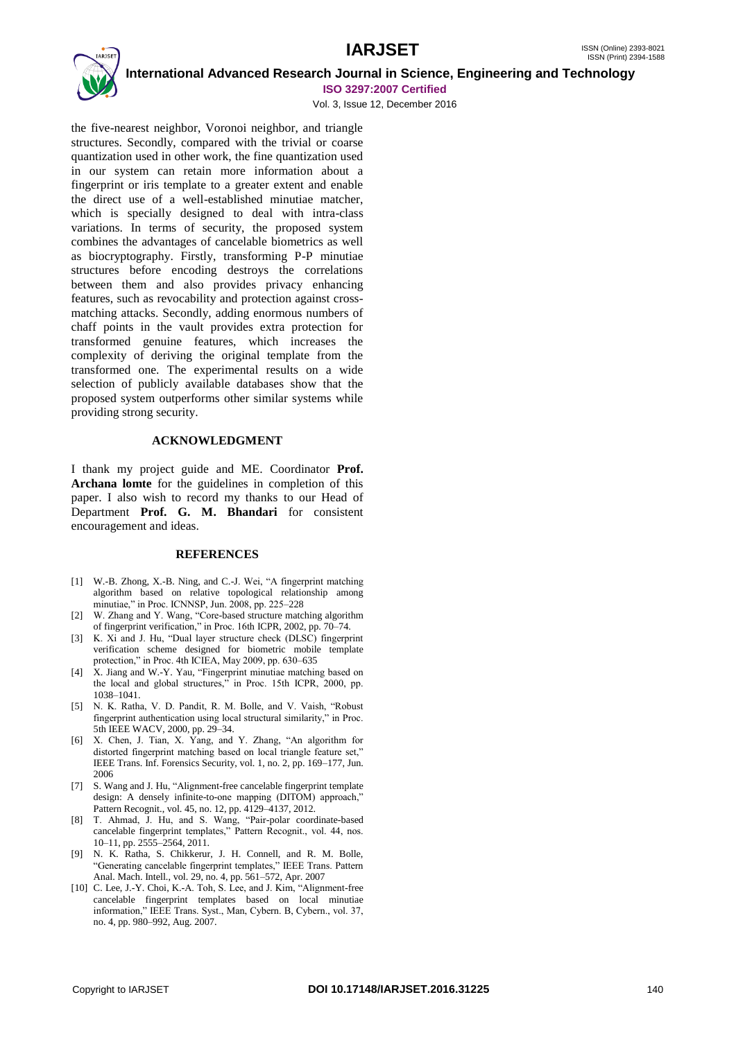the five-nearest neighbor, Voronoi neighbor, and triangle structures. Secondly, compared with the trivial or coarse quantization used in other work, the fine quantization used in our system can retain more information about a fingerprint or iris template to a greater extent and enable the direct use of a well-established minutiae matcher, which is specially designed to deal with intra-class variations. In terms of security, the proposed system combines the advantages of cancelable biometrics as well as biocryptography. Firstly, transforming P-P minutiae structures before encoding destroys the correlations between them and also provides privacy enhancing features, such as revocability and protection against cross-matching attacks. Secondly, adding enormous numbers of chaff points in the vault provides extra protection for transformed genuine features, which increases the complexity of deriving the original template from the transformed one. The experimental results on a wide selection of publicly available databases show that the proposed system outperforms other similar systems while providing strong security.

## ACKNOWLEDGMENT

I thank my project guide and ME. Coordinator **Prof. Archana lomte** for the guidelines in completion of this paper. I also wish to record my thanks to our Head of Department **Prof. G. M. Bhandari** for consistent encouragement and ideas.

## REFERENCES

- [1] W.-B. Zhong, X.-B. Ning, and C.-J. Wei, "A fingerprint matching algorithm based on relative topological relationship among minutiae," in Proc. ICNNSP, Jun. 2008, pp. 225–228
- [2] W. Zhang and Y. Wang, "Core-based structure matching algorithm of fingerprint verification," in Proc. 16th ICPR, 2002, pp. 70–74.
- [3] K. Xi and J. Hu, "Dual layer structure check (DLSC) fingerprint verification scheme designed for biometric mobile template protection," in Proc. 4th ICIEA, May 2009, pp. 630–635
- [4] X. Jiang and W.-Y. Yau, "Fingerprint minutiae matching based on the local and global structures," in Proc. 15th ICPR, 2000, pp. 1038–1041.
- [5] N. K. Ratha, V. D. Pandit, R. M. Bolle, and V. Vaish, "Robust fingerprint authentication using local structural similarity," in Proc. 5th IEEE WACV, 2000, pp. 29–34.
- [6] X. Chen, J. Tian, X. Yang, and Y. Zhang, "An algorithm for distorted fingerprint matching based on local triangle feature set," IEEE Trans. Inf. Forensics Security, vol. 1, no. 2, pp. 169–177, Jun. 2006
- [7] S. Wang and J. Hu, "Alignment-free cancelable fingerprint template design: A densely infinite-to-one mapping (DITOM) approach," Pattern Recognit., vol. 45, no. 12, pp. 4129–4137, 2012.
- [8] T. Ahmad, J. Hu, and S. Wang, "Pair-polar coordinate-based cancelable fingerprint templates," Pattern Recognit., vol. 44, nos. 10–11, pp. 2555–2564, 2011.
- [9] N. K. Ratha, S. Chikkerur, J. H. Connell, and R. M. Bolle, "Generating cancelable fingerprint templates," IEEE Trans. Pattern Anal. Mach. Intell., vol. 29, no. 4, pp. 561–572, Apr. 2007
- [10] C. Lee, J.-Y. Choi, K.-A. Toh, S. Lee, and J. Kim, "Alignment-free cancelable fingerprint templates based on local minutiae information," IEEE Trans. Syst., Man, Cybern. B, Cybern., vol. 37, no. 4, pp. 980–992, Aug. 2007.